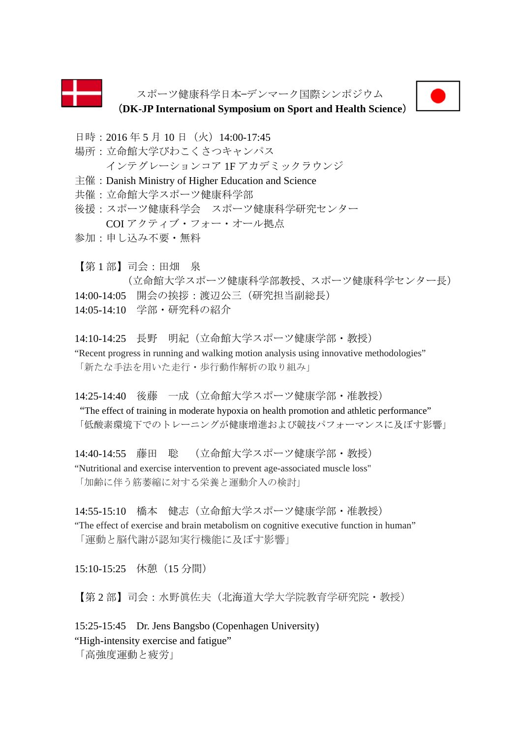# スポーツ健康科学日本–デンマーク国際シンポジウム
## （DK-JP International Symposium on Sport and Health Science）

日時：2016 年 5 月 10 日（火）14:00-17:45
場所：立命館大学びわこくさつキャンパス
　　　インテグレーションコア 1F アカデミックラウンジ
主催：Danish Ministry of Higher Education and Science
共催：立命館大学スポーツ健康科学部
後援：スポーツ健康科学会　スポーツ健康科学研究センター
　　　COI アクティブ・フォー・オール拠点
参加：申し込み不要・無料

【第 1 部】司会：田畑　泉
　　　　（立命館大学スポーツ健康科学部教授、スポーツ健康科学センター長）
14:00-14:05　開会の挨拶：渡辺公三（研究担当副総長）
14:05-14:10　学部・研究科の紹介

14:10-14:25　長野　明紀（立命館大学スポーツ健康学部・教授）
"Recent progress in running and walking motion analysis using innovative methodologies"
「新たな手法を用いた走行・歩行動作解析の取り組み」

14:25-14:40　後藤　一成（立命館大学スポーツ健康学部・准教授）
"The effect of training in moderate hypoxia on health promotion and athletic performance"
「低酸素環境下でのトレーニングが健康増進および競技パフォーマンスに及ぼす影響」

14:40-14:55　藤田　聡　（立命館大学スポーツ健康学部・教授）
"Nutritional and exercise intervention to prevent age-associated muscle loss"
「加齢に伴う筋萎縮に対する栄養と運動介入の検討」

14:55-15:10　橋本　健志（立命館大学スポーツ健康学部・准教授）
"The effect of exercise and brain metabolism on cognitive executive function in human"
「運動と脳代謝が認知実行機能に及ぼす影響」

15:10-15:25　休憩（15 分間）

【第 2 部】司会：水野眞佐夫（北海道大学大学院教育学研究院・教授）

15:25-15:45　Dr. Jens Bangsbo (Copenhagen University)
"High-intensity exercise and fatigue"
「高強度運動と疲労」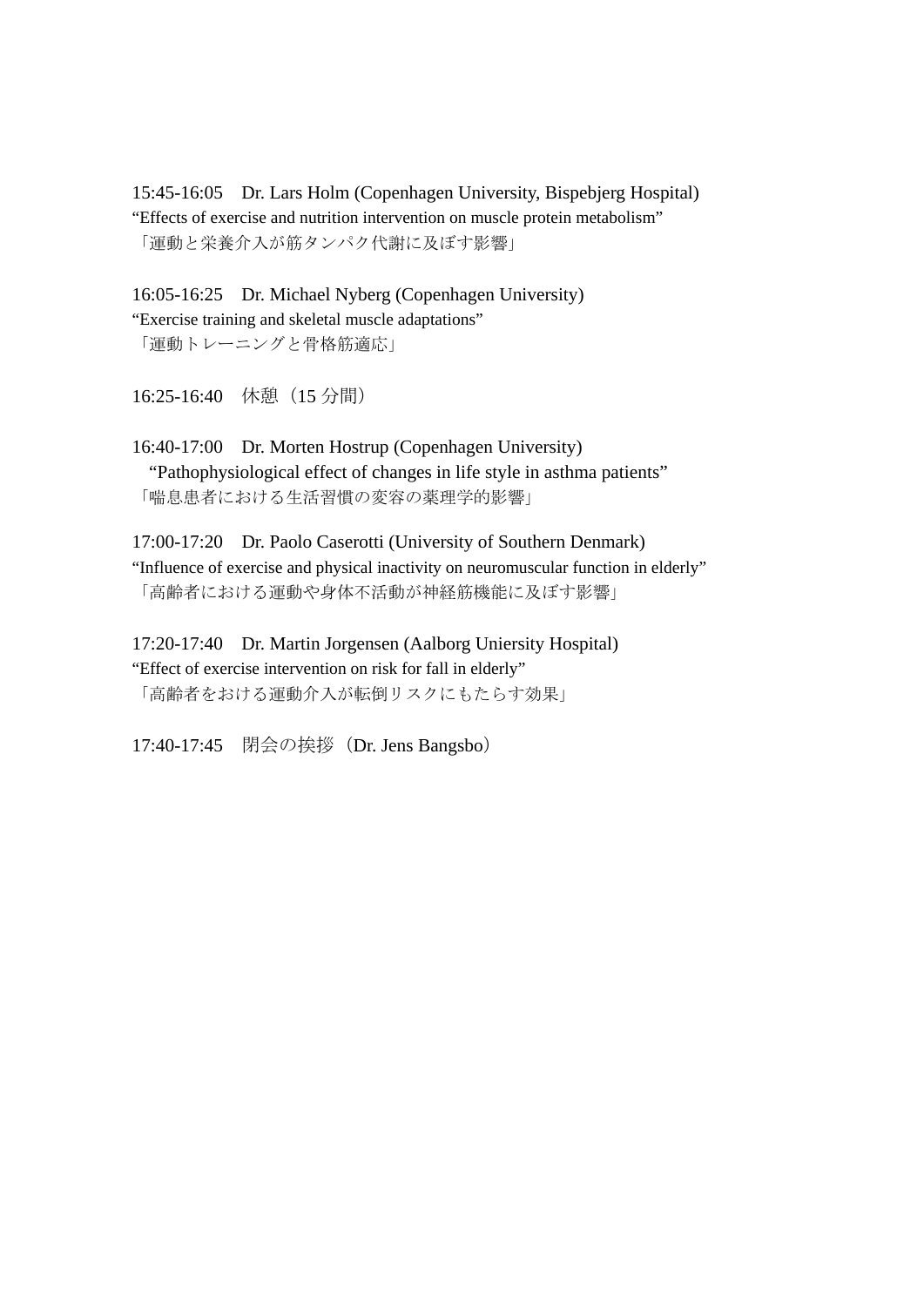15:45-16:05　Dr. Lars Holm (Copenhagen University, Bispebjerg Hospital)
“Effects of exercise and nutrition intervention on muscle protein metabolism”
「運動と栄養介入が筋タンパク代謝に及ぼす影響」

16:05-16:25　Dr. Michael Nyberg (Copenhagen University)
“Exercise training and skeletal muscle adaptations”
「運動トレーニングと骨格筋適応」

16:25-16:40　休憩（15 分間）

16:40-17:00　Dr. Morten Hostrup (Copenhagen University)
　“Pathophysiological effect of changes in life style in asthma patients”
「喘息患者における生活習慣の変容の薬理学的影響」

17:00-17:20　Dr. Paolo Caserotti (University of Southern Denmark)
“Influence of exercise and physical inactivity on neuromuscular function in elderly”
「高齢者における運動や身体不活動が神経筋機能に及ぼす影響」

17:20-17:40　Dr. Martin Jorgensen (Aalborg Uniersity Hospital)
“Effect of exercise intervention on risk for fall in elderly”
「高齢者をおける運動介入が転倒リスクにもたらす効果」

17:40-17:45　閉会の挨拶（Dr. Jens Bangsbo）